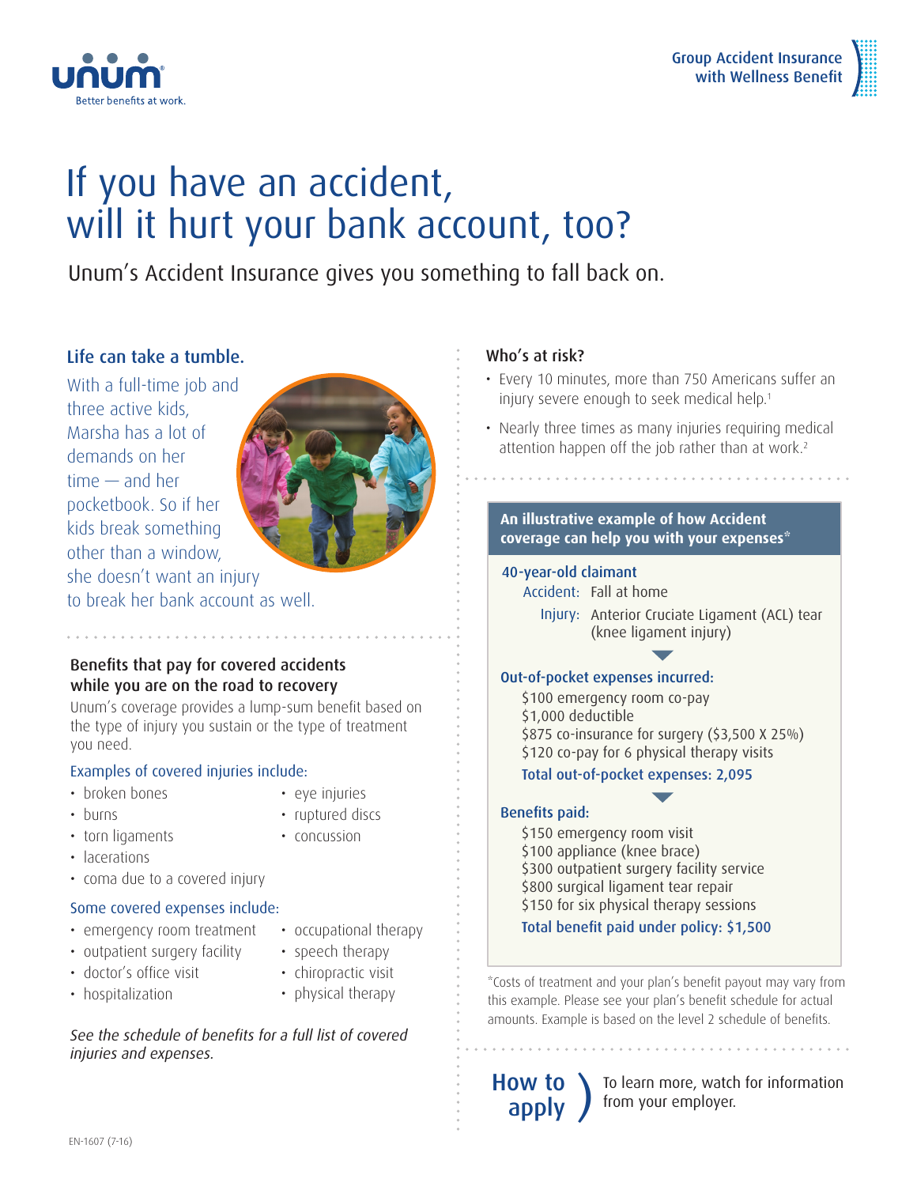unum
Better benefits at work.

Group Accident Insurance with Wellness Benefit

# If you have an accident, will it hurt your bank account, too?

Unum's Accident Insurance gives you something to fall back on.

## Life can take a tumble.

With a full-time job and three active kids, Marsha has a lot of demands on her time — and her pocketbook. So if her kids break something other than a window, she doesn't want an injury to break her bank account as well.

## Benefits that pay for covered accidents while you are on the road to recovery

Unum's coverage provides a lump-sum benefit based on the type of injury you sustain or the type of treatment you need.

### Examples of covered injuries include:

- broken bones
- burns
- torn ligaments
- lacerations
- coma due to a covered injury
- eye injuries
- ruptured discs
- concussion

### Some covered expenses include:

- emergency room treatment
- outpatient surgery facility
- doctor's office visit
- hospitalization
- occupational therapy
- speech therapy
- chiropractic visit
- physical therapy

*See the schedule of benefits for a full list of covered injuries and expenses.*

## Who's at risk?

- Every 10 minutes, more than 750 Americans suffer an injury severe enough to seek medical help.[1]
- Nearly three times as many injuries requiring medical attention happen off the job rather than at work.[2]

## An illustrative example of how Accident coverage can help you with your expenses*

**40-year-old claimant**

Accident: Fall at home

Injury: Anterior Cruciate Ligament (ACL) tear (knee ligament injury)

**Out-of-pocket expenses incurred:**

$100 emergency room co-pay
$1,000 deductible
$875 co-insurance for surgery ($3,500 X 25%)
$120 co-pay for 6 physical therapy visits

**Total out-of-pocket expenses: 2,095**

**Benefits paid:**

$150 emergency room visit
$100 appliance (knee brace)
$300 outpatient surgery facility service
$800 surgical ligament tear repair
$150 for six physical therapy sessions

**Total benefit paid under policy: $1,500**

*Costs of treatment and your plan's benefit payout may vary from this example. Please see your plan's benefit schedule for actual amounts. Example is based on the level 2 schedule of benefits.

## How to apply

To learn more, watch for information from your employer.

EN-1607 (7-16)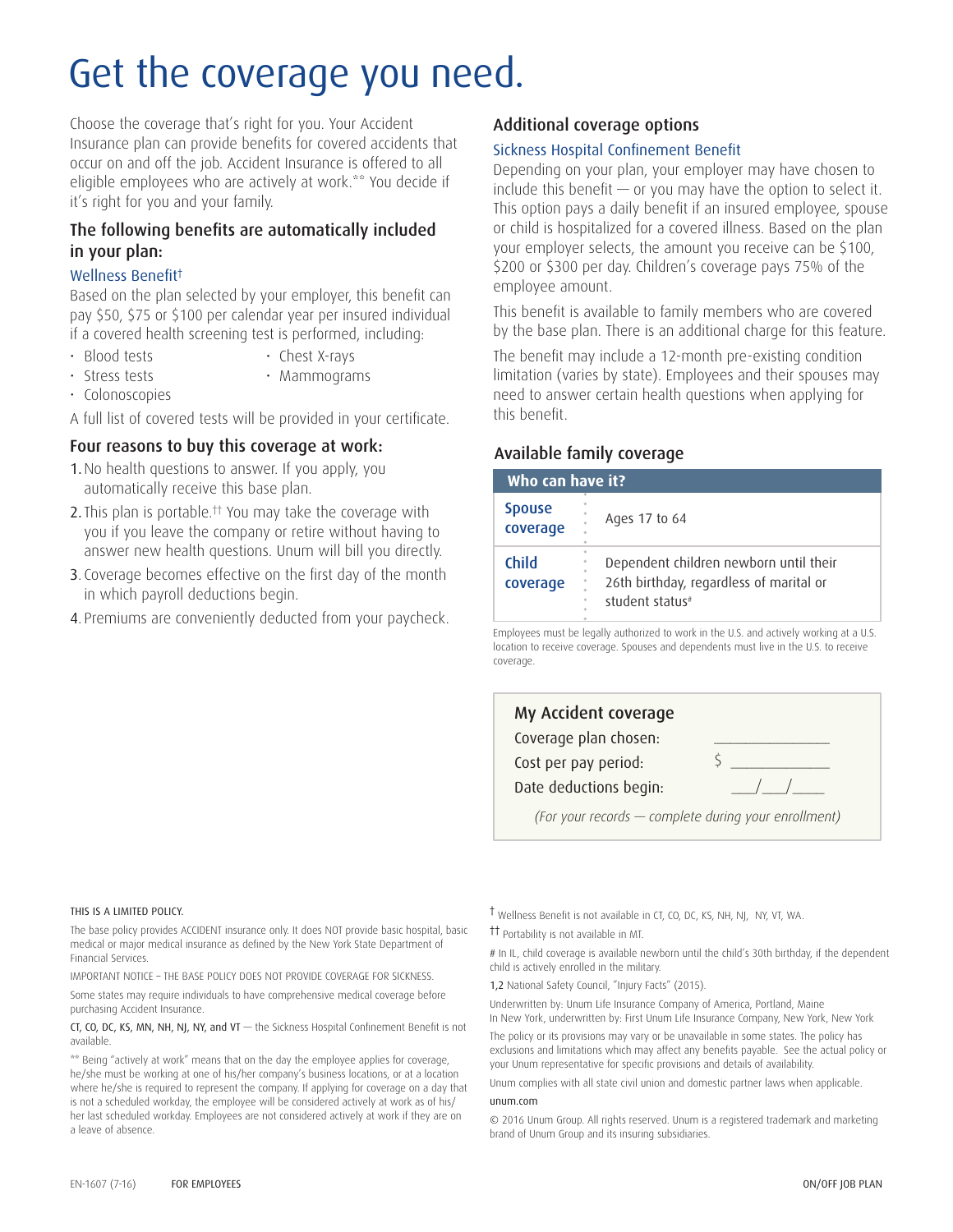# Get the coverage you need.

Choose the coverage that's right for you. Your Accident Insurance plan can provide benefits for covered accidents that occur on and off the job. Accident Insurance is offered to all eligible employees who are actively at work.** You decide if it's right for you and your family.

## The following benefits are automatically included in your plan:

### Wellness Benefit†

Based on the plan selected by your employer, this benefit can pay $50, $75 or $100 per calendar year per insured individual if a covered health screening test is performed, including:

- Blood tests
- Stress tests
- Colonoscopies
- Chest X-rays
- Mammograms

A full list of covered tests will be provided in your certificate.

## Four reasons to buy this coverage at work:

1. No health questions to answer. If you apply, you automatically receive this base plan.
2. This plan is portable.†† You may take the coverage with you if you leave the company or retire without having to answer new health questions. Unum will bill you directly.
3. Coverage becomes effective on the first day of the month in which payroll deductions begin.
4. Premiums are conveniently deducted from your paycheck.

## Additional coverage options

### Sickness Hospital Confinement Benefit

Depending on your plan, your employer may have chosen to include this benefit — or you may have the option to select it. This option pays a daily benefit if an insured employee, spouse or child is hospitalized for a covered illness. Based on the plan your employer selects, the amount you receive can be $100, $200 or $300 per day. Children's coverage pays 75% of the employee amount.

This benefit is available to family members who are covered by the base plan. There is an additional charge for this feature.

The benefit may include a 12-month pre-existing condition limitation (varies by state). Employees and their spouses may need to answer certain health questions when applying for this benefit.

## Available family coverage

| Who can have it? | |
|---|---|
| **Spouse coverage** | Ages 17 to 64 |
| **Child coverage** | Dependent children newborn until their 26th birthday, regardless of marital or student status# |

Employees must be legally authorized to work in the U.S. and actively working at a U.S. location to receive coverage. Spouses and dependents must live in the U.S. to receive coverage.

### My Accident coverage

Coverage plan chosen: _______________

Cost per pay period: $ _____________

Date deductions begin: ___/___/____

*(For your records — complete during your enrollment)*

THIS IS A LIMITED POLICY.

The base policy provides ACCIDENT insurance only. It does NOT provide basic hospital, basic medical or major medical insurance as defined by the New York State Department of Financial Services.

IMPORTANT NOTICE – THE BASE POLICY DOES NOT PROVIDE COVERAGE FOR SICKNESS.

Some states may require individuals to have comprehensive medical coverage before purchasing Accident Insurance.

CT, CO, DC, KS, MN, NH, NJ, NY, and VT — the Sickness Hospital Confinement Benefit is not available.

** Being "actively at work" means that on the day the employee applies for coverage, he/she must be working at one of his/her company's business locations, or at a location where he/she is required to represent the company. If applying for coverage on a day that is not a scheduled workday, the employee will be considered actively at work as of his/her last scheduled workday. Employees are not considered actively at work if they are on a leave of absence.

† Wellness Benefit is not available in CT, CO, DC, KS, NH, NJ, NY, VT, WA.

†† Portability is not available in MT.

# In IL, child coverage is available newborn until the child's 30th birthday, if the dependent child is actively enrolled in the military.

1,2 National Safety Council, "Injury Facts" (2015).

Underwritten by: Unum Life Insurance Company of America, Portland, Maine
In New York, underwritten by: First Unum Life Insurance Company, New York, New York

The policy or its provisions may vary or be unavailable in some states. The policy has exclusions and limitations which may affect any benefits payable. See the actual policy or your Unum representative for specific provisions and details of availability.

Unum complies with all state civil union and domestic partner laws when applicable.

unum.com

© 2016 Unum Group. All rights reserved. Unum is a registered trademark and marketing brand of Unum Group and its insuring subsidiaries.

EN-1607 (7-16) FOR EMPLOYEES ON/OFF JOB PLAN